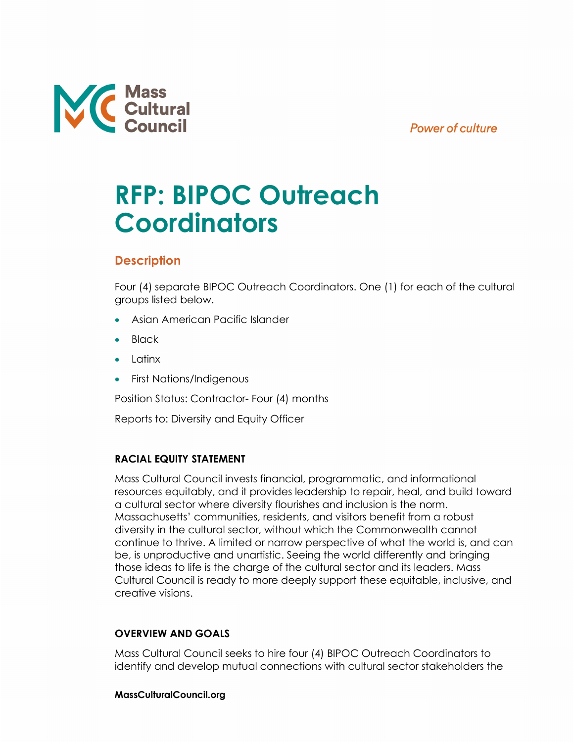# RFP: BIPOC Outreach Coordinators

## Description

Four (4) separate BIPOC Outreach Coordinators. One (1) for each of the cultural groups listed below.

- Asian American Pacific Islander
- Black
- Latinx
- First Nations/Indigenous

Position Status: Contractor- Four (4) months

Reports to: Diversity and Equity Officer

### RACIAL EQUITY STATEMENT

Mass Cultural Council invests financial, programmatic, and informational resources equitably, and it provides leadership to repair, heal, and build toward a cultural sector where diversity flourishes and inclusion is the norm. Massachusetts' communities, residents, and visitors benefit from a robust diversity in the cultural sector, without which the Commonwealth cannot continue to thrive. A limited or narrow perspective of what the world is, and can be, is unproductive and unartistic. Seeing the world differently and bringing those ideas to life is the charge of the cultural sector and its leaders. Mass Cultural Council is ready to more deeply support these equitable, inclusive, and creative visions.

### OVERVIEW AND GOALS

Mass Cultural Council seeks to hire four (4) BIPOC Outreach Coordinators to identify and develop mutual connections with cultural sector stakeholders the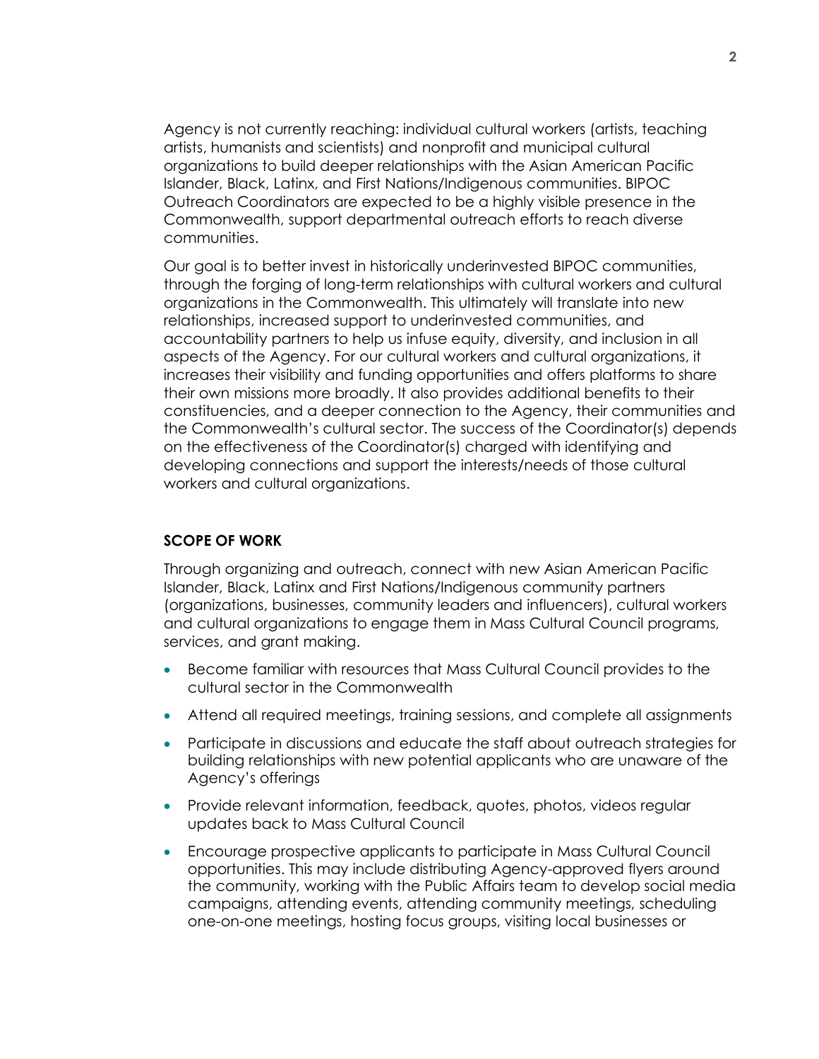Agency is not currently reaching: individual cultural workers (artists, teaching artists, humanists and scientists) and nonprofit and municipal cultural organizations to build deeper relationships with the Asian American Pacific Islander, Black, Latinx, and First Nations/Indigenous communities. BIPOC Outreach Coordinators are expected to be a highly visible presence in the Commonwealth, support departmental outreach efforts to reach diverse communities.

Our goal is to better invest in historically underinvested BIPOC communities, through the forging of long-term relationships with cultural workers and cultural organizations in the Commonwealth. This ultimately will translate into new relationships, increased support to underinvested communities, and accountability partners to help us infuse equity, diversity, and inclusion in all aspects of the Agency. For our cultural workers and cultural organizations, it increases their visibility and funding opportunities and offers platforms to share their own missions more broadly. It also provides additional benefits to their constituencies, and a deeper connection to the Agency, their communities and the Commonwealth's cultural sector. The success of the Coordinator(s) depends on the effectiveness of the Coordinator(s) charged with identifying and developing connections and support the interests/needs of those cultural workers and cultural organizations.

## SCOPE OF WORK

Through organizing and outreach, connect with new Asian American Pacific Islander, Black, Latinx and First Nations/Indigenous community partners (organizations, businesses, community leaders and influencers), cultural workers and cultural organizations to engage them in Mass Cultural Council programs, services, and grant making.

- Become familiar with resources that Mass Cultural Council provides to the cultural sector in the Commonwealth
- Attend all required meetings, training sessions, and complete all assignments
- Participate in discussions and educate the staff about outreach strategies for building relationships with new potential applicants who are unaware of the Agency's offerings
- Provide relevant information, feedback, quotes, photos, videos regular updates back to Mass Cultural Council
- Encourage prospective applicants to participate in Mass Cultural Council opportunities. This may include distributing Agency-approved flyers around the community, working with the Public Affairs team to develop social media campaigns, attending events, attending community meetings, scheduling one-on-one meetings, hosting focus groups, visiting local businesses or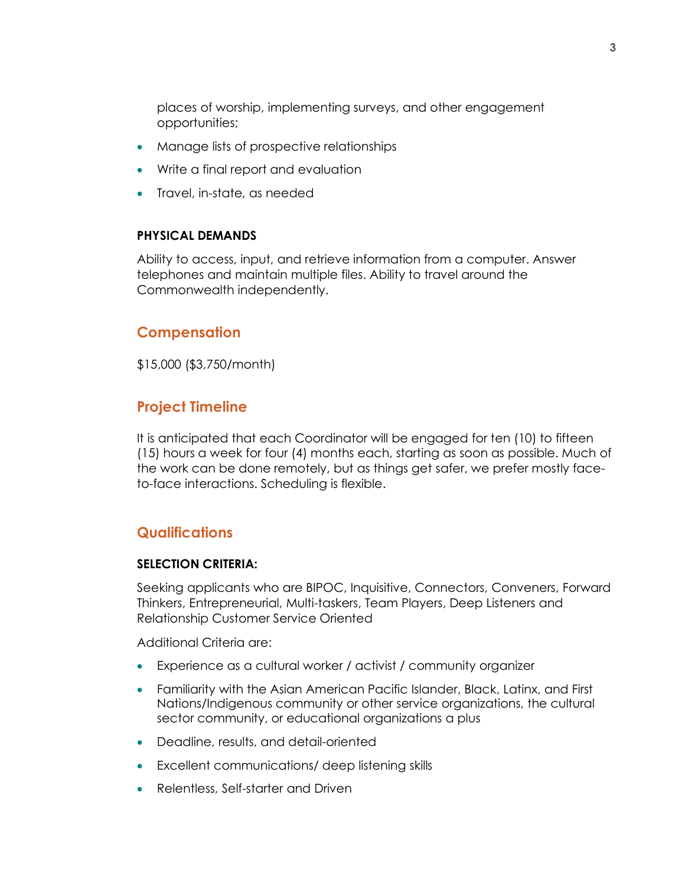places of worship, implementing surveys, and other engagement opportunities;

- Manage lists of prospective relationships
- Write a final report and evaluation
- Travel, in-state, as needed

**PHYSICAL DEMANDS**

Ability to access, input, and retrieve information from a computer. Answer telephones and maintain multiple files. Ability to travel around the Commonwealth independently.

## Compensation

$15,000 ($3,750/month)

## Project Timeline

It is anticipated that each Coordinator will be engaged for ten (10) to fifteen (15) hours a week for four (4) months each, starting as soon as possible. Much of the work can be done remotely, but as things get safer, we prefer mostly face-to-face interactions. Scheduling is flexible.

## Qualifications

**SELECTION CRITERIA:**

Seeking applicants who are BIPOC, Inquisitive, Connectors, Conveners, Forward Thinkers, Entrepreneurial, Multi-taskers, Team Players, Deep Listeners and Relationship Customer Service Oriented

Additional Criteria are:

- Experience as a cultural worker / activist / community organizer
- Familiarity with the Asian American Pacific Islander, Black, Latinx, and First Nations/Indigenous community or other service organizations, the cultural sector community, or educational organizations a plus
- Deadline, results, and detail-oriented
- Excellent communications/ deep listening skills
- Relentless, Self-starter and Driven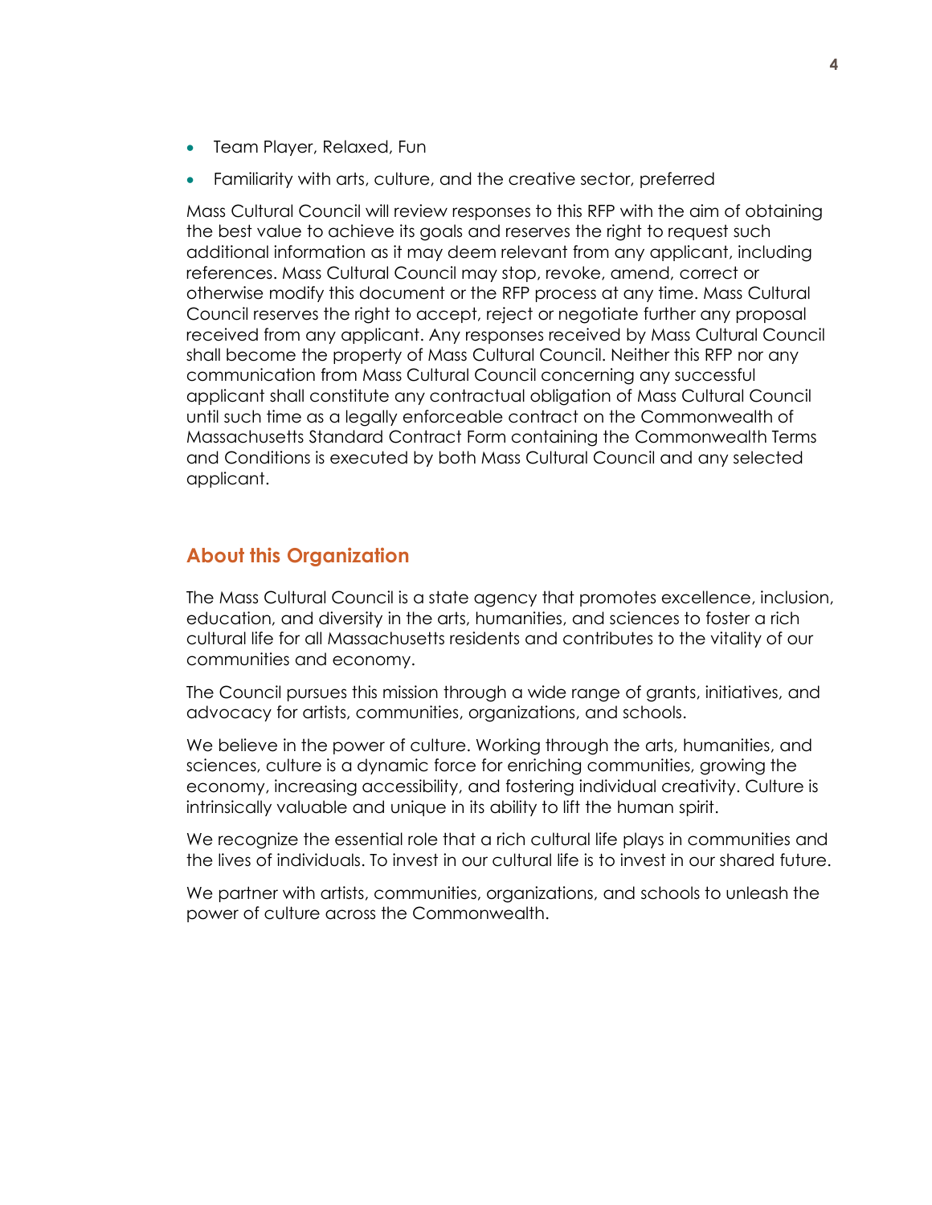- Team Player, Relaxed, Fun
- Familiarity with arts, culture, and the creative sector, preferred

Mass Cultural Council will review responses to this RFP with the aim of obtaining the best value to achieve its goals and reserves the right to request such additional information as it may deem relevant from any applicant, including references. Mass Cultural Council may stop, revoke, amend, correct or otherwise modify this document or the RFP process at any time. Mass Cultural Council reserves the right to accept, reject or negotiate further any proposal received from any applicant. Any responses received by Mass Cultural Council shall become the property of Mass Cultural Council. Neither this RFP nor any communication from Mass Cultural Council concerning any successful applicant shall constitute any contractual obligation of Mass Cultural Council until such time as a legally enforceable contract on the Commonwealth of Massachusetts Standard Contract Form containing the Commonwealth Terms and Conditions is executed by both Mass Cultural Council and any selected applicant.

## About this Organization

The Mass Cultural Council is a state agency that promotes excellence, inclusion, education, and diversity in the arts, humanities, and sciences to foster a rich cultural life for all Massachusetts residents and contributes to the vitality of our communities and economy.

The Council pursues this mission through a wide range of grants, initiatives, and advocacy for artists, communities, organizations, and schools.

We believe in the power of culture. Working through the arts, humanities, and sciences, culture is a dynamic force for enriching communities, growing the economy, increasing accessibility, and fostering individual creativity. Culture is intrinsically valuable and unique in its ability to lift the human spirit.

We recognize the essential role that a rich cultural life plays in communities and the lives of individuals. To invest in our cultural life is to invest in our shared future.

We partner with artists, communities, organizations, and schools to unleash the power of culture across the Commonwealth.